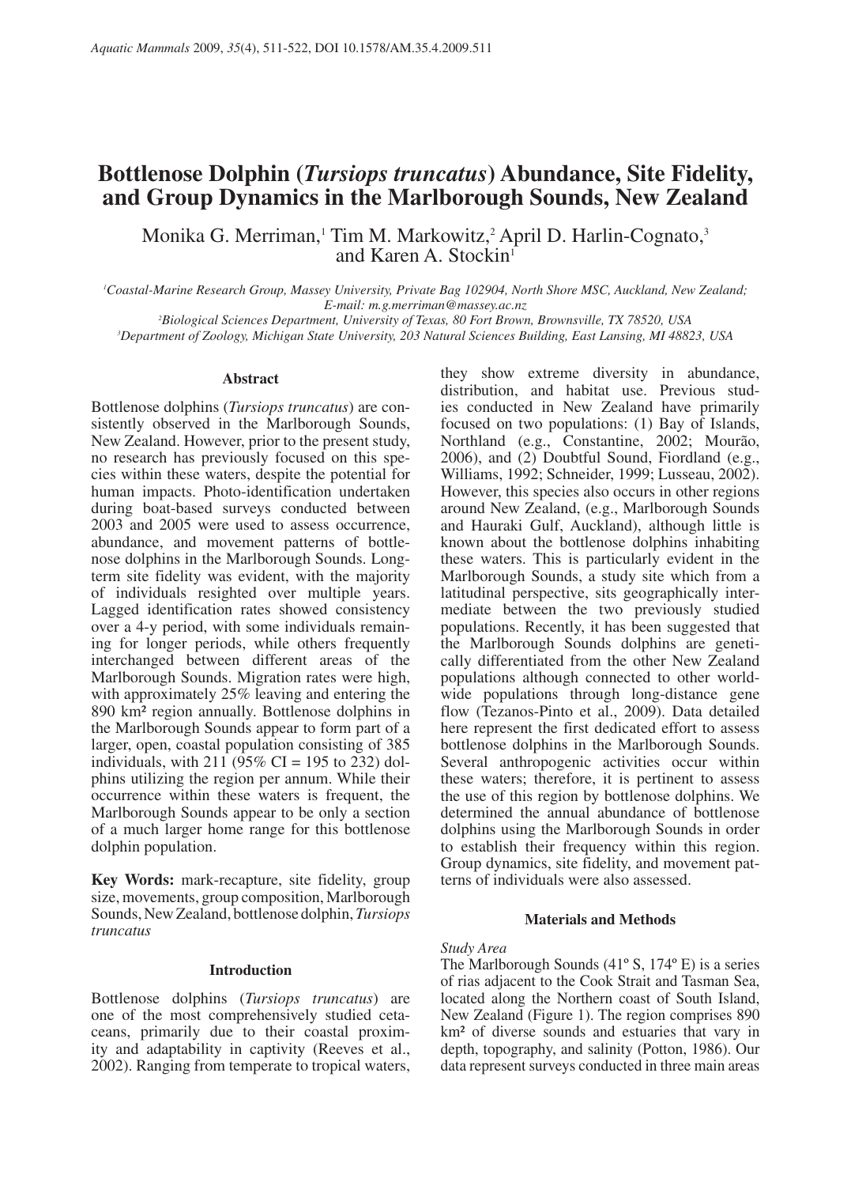# Bottlenose Dolphin (*Tursiops truncatus*) Abundance, Site Fidelity, and Group Dynamics in the Marlborough Sounds, New Zealand

Monika G. Merriman,[1] Tim M. Markowitz,[2] April D. Harlin-Cognato,[3] and Karen A. Stockin[1]

[1]*Coastal-Marine Research Group, Massey University, Private Bag 102904, North Shore MSC, Auckland, New Zealand; E-mail: m.g.merriman@massey.ac.nz*

[2]*Biological Sciences Department, University of Texas, 80 Fort Brown, Brownsville, TX 78520, USA*

[3]*Department of Zoology, Michigan State University, 203 Natural Sciences Building, East Lansing, MI 48823, USA*

## Abstract

Bottlenose dolphins (*Tursiops truncatus*) are consistently observed in the Marlborough Sounds, New Zealand. However, prior to the present study, no research has previously focused on this species within these waters, despite the potential for human impacts. Photo-identification undertaken during boat-based surveys conducted between 2003 and 2005 were used to assess occurrence, abundance, and movement patterns of bottlenose dolphins in the Marlborough Sounds. Long-term site fidelity was evident, with the majority of individuals resighted over multiple years. Lagged identification rates showed consistency over a 4-y period, with some individuals remaining for longer periods, while others frequently interchanged between different areas of the Marlborough Sounds. Migration rates were high, with approximately 25% leaving and entering the 890 km² region annually. Bottlenose dolphins in the Marlborough Sounds appear to form part of a larger, open, coastal population consisting of 385 individuals, with 211 (95% CI = 195 to 232) dolphins utilizing the region per annum. While their occurrence within these waters is frequent, the Marlborough Sounds appear to be only a section of a much larger home range for this bottlenose dolphin population.

**Key Words:** mark-recapture, site fidelity, group size, movements, group composition, Marlborough Sounds, New Zealand, bottlenose dolphin, *Tursiops truncatus*

## Introduction

Bottlenose dolphins (*Tursiops truncatus*) are one of the most comprehensively studied cetaceans, primarily due to their coastal proximity and adaptability in captivity (Reeves et al., 2002). Ranging from temperate to tropical waters, they show extreme diversity in abundance, distribution, and habitat use. Previous studies conducted in New Zealand have primarily focused on two populations: (1) Bay of Islands, Northland (e.g., Constantine, 2002; Mourão, 2006), and (2) Doubtful Sound, Fiordland (e.g., Williams, 1992; Schneider, 1999; Lusseau, 2002). However, this species also occurs in other regions around New Zealand, (e.g., Marlborough Sounds and Hauraki Gulf, Auckland), although little is known about the bottlenose dolphins inhabiting these waters. This is particularly evident in the Marlborough Sounds, a study site which from a latitudinal perspective, sits geographically intermediate between the two previously studied populations. Recently, it has been suggested that the Marlborough Sounds dolphins are genetically differentiated from the other New Zealand populations although connected to other worldwide populations through long-distance gene flow (Tezanos-Pinto et al., 2009). Data detailed here represent the first dedicated effort to assess bottlenose dolphins in the Marlborough Sounds. Several anthropogenic activities occur within these waters; therefore, it is pertinent to assess the use of this region by bottlenose dolphins. We determined the annual abundance of bottlenose dolphins using the Marlborough Sounds in order to establish their frequency within this region. Group dynamics, site fidelity, and movement patterns of individuals were also assessed.

## Materials and Methods

### *Study Area*

The Marlborough Sounds (41° S, 174° E) is a series of rias adjacent to the Cook Strait and Tasman Sea, located along the Northern coast of South Island, New Zealand (Figure 1). The region comprises 890 km² of diverse sounds and estuaries that vary in depth, topography, and salinity (Potton, 1986). Our data represent surveys conducted in three main areas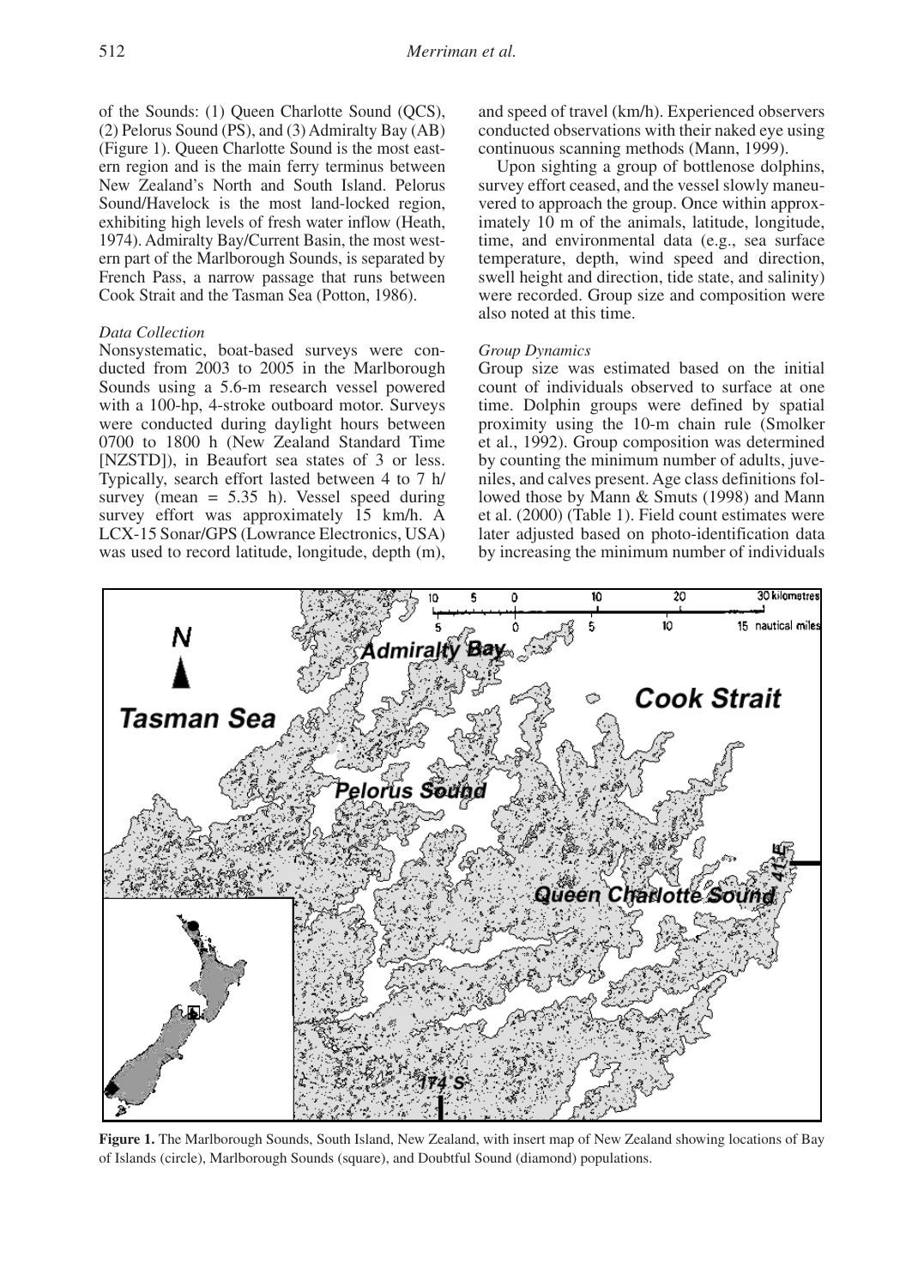of the Sounds: (1) Queen Charlotte Sound (QCS), (2) Pelorus Sound (PS), and (3) Admiralty Bay (AB) (Figure 1). Queen Charlotte Sound is the most eastern region and is the main ferry terminus between New Zealand's North and South Island. Pelorus Sound/Havelock is the most land-locked region, exhibiting high levels of fresh water inflow (Heath, 1974). Admiralty Bay/Current Basin, the most western part of the Marlborough Sounds, is separated by French Pass, a narrow passage that runs between Cook Strait and the Tasman Sea (Potton, 1986).

*Data Collection*

Nonsystematic, boat-based surveys were conducted from 2003 to 2005 in the Marlborough Sounds using a 5.6-m research vessel powered with a 100-hp, 4-stroke outboard motor. Surveys were conducted during daylight hours between 0700 to 1800 h (New Zealand Standard Time [NZSTD]), in Beaufort sea states of 3 or less. Typically, search effort lasted between 4 to 7 h/survey (mean = 5.35 h). Vessel speed during survey effort was approximately 15 km/h. A LCX-15 Sonar/GPS (Lowrance Electronics, USA) was used to record latitude, longitude, depth (m), and speed of travel (km/h). Experienced observers conducted observations with their naked eye using continuous scanning methods (Mann, 1999).

Upon sighting a group of bottlenose dolphins, survey effort ceased, and the vessel slowly maneuvered to approach the group. Once within approximately 10 m of the animals, latitude, longitude, time, and environmental data (e.g., sea surface temperature, depth, wind speed and direction, swell height and direction, tide state, and salinity) were recorded. Group size and composition were also noted at this time.

*Group Dynamics*

Group size was estimated based on the initial count of individuals observed to surface at one time. Dolphin groups were defined by spatial proximity using the 10-m chain rule (Smolker et al., 1992). Group composition was determined by counting the minimum number of adults, juveniles, and calves present. Age class definitions followed those by Mann & Smuts (1998) and Mann et al. (2000) (Table 1). Field count estimates were later adjusted based on photo-identification data by increasing the minimum number of individuals

**Figure 1.** The Marlborough Sounds, South Island, New Zealand, with insert map of New Zealand showing locations of Bay of Islands (circle), Marlborough Sounds (square), and Doubtful Sound (diamond) populations.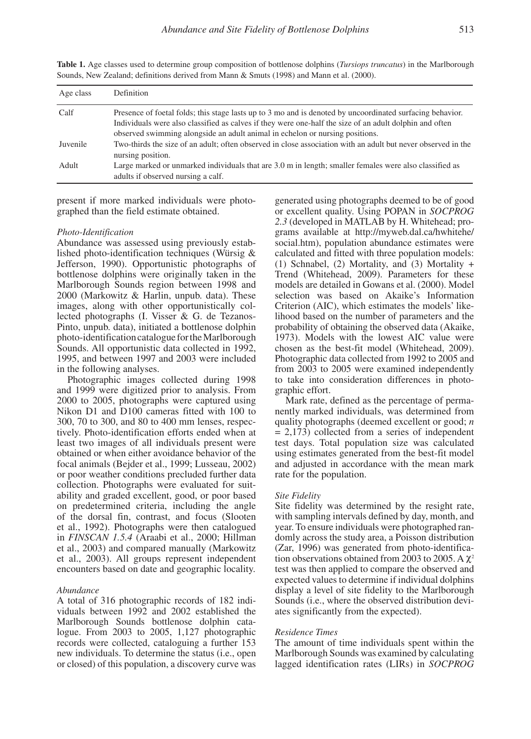**Table 1.** Age classes used to determine group composition of bottlenose dolphins (*Tursiops truncatus*) in the Marlborough Sounds, New Zealand; definitions derived from Mann & Smuts (1998) and Mann et al. (2000).

| Age class | Definition |
|---|---|
| Calf | Presence of foetal folds; this stage lasts up to 3 mo and is denoted by uncoordinated surfacing behavior. Individuals were also classified as calves if they were one-half the size of an adult dolphin and often observed swimming alongside an adult animal in echelon or nursing positions. |
| Juvenile | Two-thirds the size of an adult; often observed in close association with an adult but never observed in the nursing position. |
| Adult | Large marked or unmarked individuals that are 3.0 m in length; smaller females were also classified as adults if observed nursing a calf. |

present if more marked individuals were photographed than the field estimate obtained.

#### *Photo-Identification*

Abundance was assessed using previously established photo-identification techniques (Würsig & Jefferson, 1990). Opportunistic photographs of bottlenose dolphins were originally taken in the Marlborough Sounds region between 1998 and 2000 (Markowitz & Harlin, unpub. data). These images, along with other opportunistically collected photographs (I. Visser & G. de Tezanos-Pinto, unpub. data), initiated a bottlenose dolphin photo-identification catalogue for the Marlborough Sounds. All opportunistic data collected in 1992, 1995, and between 1997 and 2003 were included in the following analyses.

Photographic images collected during 1998 and 1999 were digitized prior to analysis. From 2000 to 2005, photographs were captured using Nikon D1 and D100 cameras fitted with 100 to 300, 70 to 300, and 80 to 400 mm lenses, respectively. Photo-identification efforts ended when at least two images of all individuals present were obtained or when either avoidance behavior of the focal animals (Bejder et al., 1999; Lusseau, 2002) or poor weather conditions precluded further data collection. Photographs were evaluated for suitability and graded excellent, good, or poor based on predetermined criteria, including the angle of the dorsal fin, contrast, and focus (Slooten et al., 1992). Photographs were then catalogued in *FINSCAN 1.5.4* (Araabi et al., 2000; Hillman et al., 2003) and compared manually (Markowitz et al., 2003). All groups represent independent encounters based on date and geographic locality.

#### *Abundance*

A total of 316 photographic records of 182 individuals between 1992 and 2002 established the Marlborough Sounds bottlenose dolphin catalogue. From 2003 to 2005, 1,127 photographic records were collected, cataloguing a further 153 new individuals. To determine the status (i.e., open or closed) of this population, a discovery curve was generated using photographs deemed to be of good or excellent quality. Using POPAN in *SOCPROG 2.3* (developed in MATLAB by H. Whitehead; programs available at http://myweb.dal.ca/hwhitehe/social.htm), population abundance estimates were calculated and fitted with three population models: (1) Schnabel, (2) Mortality, and (3) Mortality + Trend (Whitehead, 2009). Parameters for these models are detailed in Gowans et al. (2000). Model selection was based on Akaike's Information Criterion (AIC), which estimates the models' likelihood based on the number of parameters and the probability of obtaining the observed data (Akaike, 1973). Models with the lowest AIC value were chosen as the best-fit model (Whitehead, 2009). Photographic data collected from 1992 to 2005 and from 2003 to 2005 were examined independently to take into consideration differences in photographic effort.

Mark rate, defined as the percentage of permanently marked individuals, was determined from quality photographs (deemed excellent or good; $n = 2,173$) collected from a series of independent test days. Total population size was calculated using estimates generated from the best-fit model and adjusted in accordance with the mean mark rate for the population.

#### *Site Fidelity*

Site fidelity was determined by the resight rate, with sampling intervals defined by day, month, and year. To ensure individuals were photographed randomly across the study area, a Poisson distribution (Zar, 1996) was generated from photo-identification observations obtained from 2003 to 2005. A $\chi^2$ test was then applied to compare the observed and expected values to determine if individual dolphins display a level of site fidelity to the Marlborough Sounds (i.e., where the observed distribution deviates significantly from the expected).

#### *Residence Times*

The amount of time individuals spent within the Marlborough Sounds was examined by calculating lagged identification rates (LIRs) in *SOCPROG*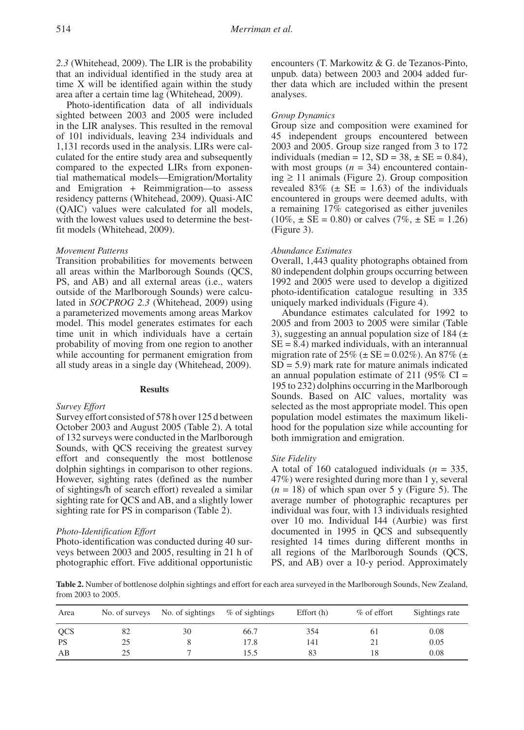*2.3* (Whitehead, 2009). The LIR is the probability that an individual identified in the study area at time X will be identified again within the study area after a certain time lag (Whitehead, 2009).

Photo-identification data of all individuals sighted between 2003 and 2005 were included in the LIR analyses. This resulted in the removal of 101 individuals, leaving 234 individuals and 1,131 records used in the analysis. LIRs were calculated for the entire study area and subsequently compared to the expected LIRs from exponential mathematical models—Emigration/Mortality and Emigration + Reimmigration—to assess residency patterns (Whitehead, 2009). Quasi-AIC (QAIC) values were calculated for all models, with the lowest values used to determine the best-fit models (Whitehead, 2009).

*Movement Patterns*

Transition probabilities for movements between all areas within the Marlborough Sounds (QCS, PS, and AB) and all external areas (i.e., waters outside of the Marlborough Sounds) were calculated in *SOCPROG 2.3* (Whitehead, 2009) using a parameterized movements among areas Markov model. This model generates estimates for each time unit in which individuals have a certain probability of moving from one region to another while accounting for permanent emigration from all study areas in a single day (Whitehead, 2009).

## Results

*Survey Effort*

Survey effort consisted of 578 h over 125 d between October 2003 and August 2005 (Table 2). A total of 132 surveys were conducted in the Marlborough Sounds, with QCS receiving the greatest survey effort and consequently the most bottlenose dolphin sightings in comparison to other regions. However, sighting rates (defined as the number of sightings/h of search effort) revealed a similar sighting rate for QCS and AB, and a slightly lower sighting rate for PS in comparison (Table 2).

*Photo-Identification Effort*

Photo-identification was conducted during 40 surveys between 2003 and 2005, resulting in 21 h of photographic effort. Five additional opportunistic encounters (T. Markowitz & G. de Tezanos-Pinto, unpub. data) between 2003 and 2004 added further data which are included within the present analyses.

*Group Dynamics*

Group size and composition were examined for 45 independent groups encountered between 2003 and 2005. Group size ranged from 3 to 172 individuals (median = 12, SD = 38, ± SE = 0.84), with most groups ($n = 34$) encountered containing ≥ 11 animals (Figure 2). Group composition revealed 83% (± SE = 1.63) of the individuals encountered in groups were deemed adults, with a remaining 17% categorised as either juveniles (10%, ± SE = 0.80) or calves (7%, ± SE = 1.26) (Figure 3).

*Abundance Estimates*

Overall, 1,443 quality photographs obtained from 80 independent dolphin groups occurring between 1992 and 2005 were used to develop a digitized photo-identification catalogue resulting in 335 uniquely marked individuals (Figure 4).

Abundance estimates calculated for 1992 to 2005 and from 2003 to 2005 were similar (Table 3), suggesting an annual population size of 184 (± SE = 8.4) marked individuals, with an interannual migration rate of 25% (± SE = 0.02%). An 87% (± SD = 5.9) mark rate for mature animals indicated an annual population estimate of 211 (95% CI = 195 to 232) dolphins occurring in the Marlborough Sounds. Based on AIC values, mortality was selected as the most appropriate model. This open population model estimates the maximum likelihood for the population size while accounting for both immigration and emigration.

*Site Fidelity*

A total of 160 catalogued individuals ($n = 335$, 47%) were resighted during more than 1 y, several ($n = 18$) of which span over 5 y (Figure 5). The average number of photographic recaptures per individual was four, with 13 individuals resighted over 10 mo. Individual I44 (Aurbie) was first documented in 1995 in QCS and subsequently resighted 14 times during different months in all regions of the Marlborough Sounds (QCS, PS, and AB) over a 10-y period. Approximately

**Table 2.** Number of bottlenose dolphin sightings and effort for each area surveyed in the Marlborough Sounds, New Zealand, from 2003 to 2005.

| Area | No. of surveys | No. of sightings | % of sightings | Effort (h) | % of effort | Sightings rate |
|---|---|---|---|---|---|---|
| QCS | 82 | 30 | 66.7 | 354 | 61 | 0.08 |
| PS | 25 | 8 | 17.8 | 141 | 21 | 0.05 |
| AB | 25 | 7 | 15.5 | 83 | 18 | 0.08 |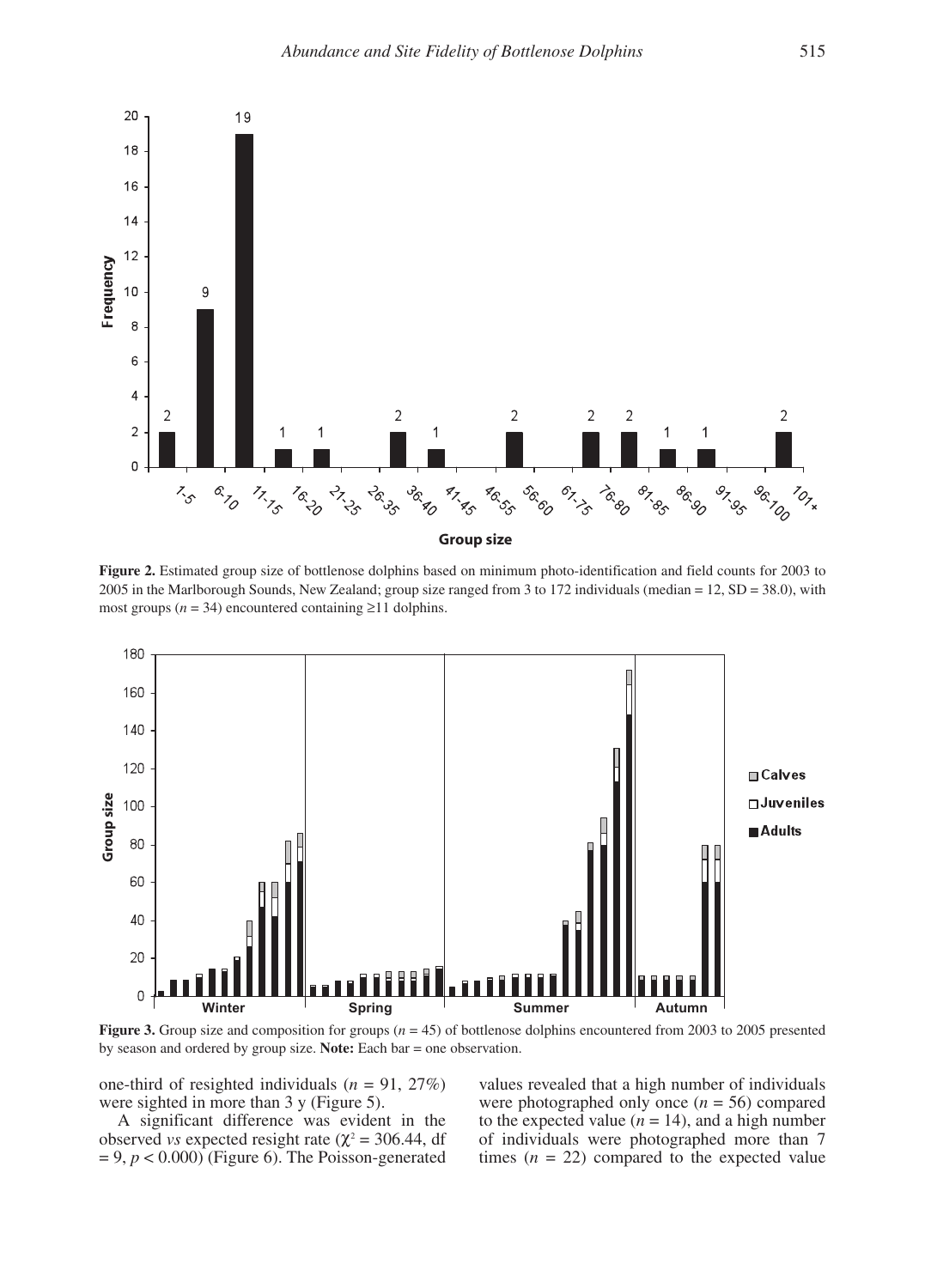**Figure 2.** Estimated group size of bottlenose dolphins based on minimum photo-identification and field counts for 2003 to 2005 in the Marlborough Sounds, New Zealand; group size ranged from 3 to 172 individuals (median = 12, SD = 38.0), with most groups ($n$ = 34) encountered containing ≥11 dolphins.

**Figure 3.** Group size and composition for groups ($n$ = 45) of bottlenose dolphins encountered from 2003 to 2005 presented by season and ordered by group size. **Note:** Each bar = one observation.

one-third of resighted individuals ($n$ = 91, 27%) were sighted in more than 3 y (Figure 5).

A significant difference was evident in the observed *vs* expected resight rate ($\chi^2$ = 306.44, df = 9, $p < 0.000$) (Figure 6). The Poisson-generated values revealed that a high number of individuals were photographed only once ($n$ = 56) compared to the expected value ($n$ = 14), and a high number of individuals were photographed more than 7 times ($n$ = 22) compared to the expected value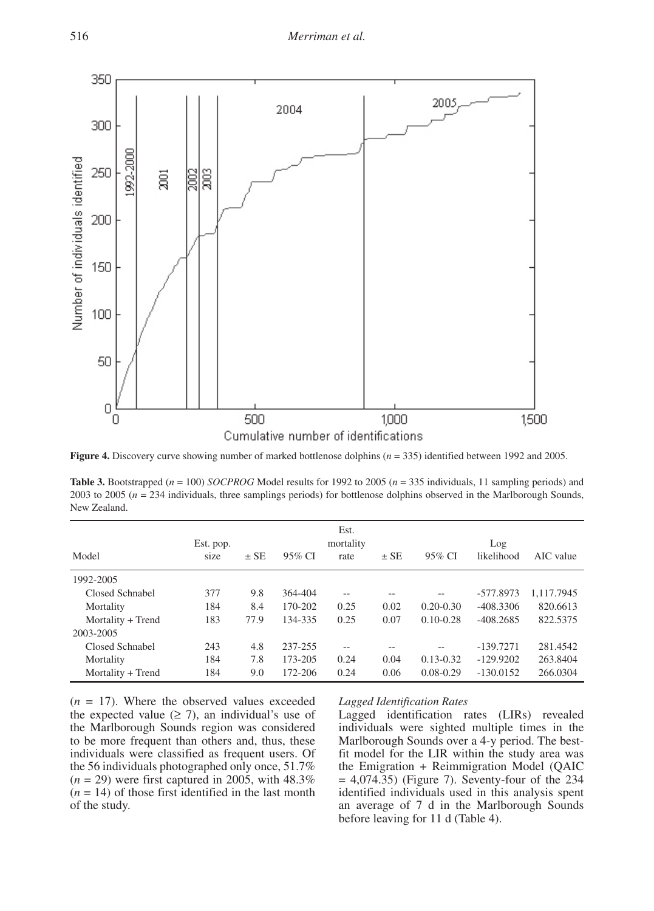**Figure 4.** Discovery curve showing number of marked bottlenose dolphins ($n = 335$) identified between 1992 and 2005.

**Table 3.** Bootstrapped ($n = 100$) *SOCPROG* Model results for 1992 to 2005 ($n = 335$ individuals, 11 sampling periods) and 2003 to 2005 ($n = 234$ individuals, three samplings periods) for bottlenose dolphins observed in the Marlborough Sounds, New Zealand.

| Model | Est. pop. size | ± SE | 95% CI | Est. mortality rate | ± SE | 95% CI | Log likelihood | AIC value |
|---|---|---|---|---|---|---|---|---|
| 1992-2005 | | | | | | | | |
| Closed Schnabel | 377 | 9.8 | 364-404 | -- | -- | -- | -577.8973 | 1,117.7945 |
| Mortality | 184 | 8.4 | 170-202 | 0.25 | 0.02 | 0.20-0.30 | -408.3306 | 820.6613 |
| Mortality + Trend | 183 | 77.9 | 134-335 | 0.25 | 0.07 | 0.10-0.28 | -408.2685 | 822.5375 |
| 2003-2005 | | | | | | | | |
| Closed Schnabel | 243 | 4.8 | 237-255 | -- | -- | -- | -139.7271 | 281.4542 |
| Mortality | 184 | 7.8 | 173-205 | 0.24 | 0.04 | 0.13-0.32 | -129.9202 | 263.8404 |
| Mortality + Trend | 184 | 9.0 | 172-206 | 0.24 | 0.06 | 0.08-0.29 | -130.0152 | 266.0304 |

($n = 17$). Where the observed values exceeded the expected value ($\geq 7$), an individual's use of the Marlborough Sounds region was considered to be more frequent than others and, thus, these individuals were classified as frequent users. Of the 56 individuals photographed only once, 51.7% ($n = 29$) were first captured in 2005, with 48.3% ($n = 14$) of those first identified in the last month of the study.

*Lagged Identification Rates*

Lagged identification rates (LIRs) revealed individuals were sighted multiple times in the Marlborough Sounds over a 4-y period. The best-fit model for the LIR within the study area was the Emigration + Reimmigration Model (QAIC = 4,074.35) (Figure 7). Seventy-four of the 234 identified individuals used in this analysis spent an average of 7 d in the Marlborough Sounds before leaving for 11 d (Table 4).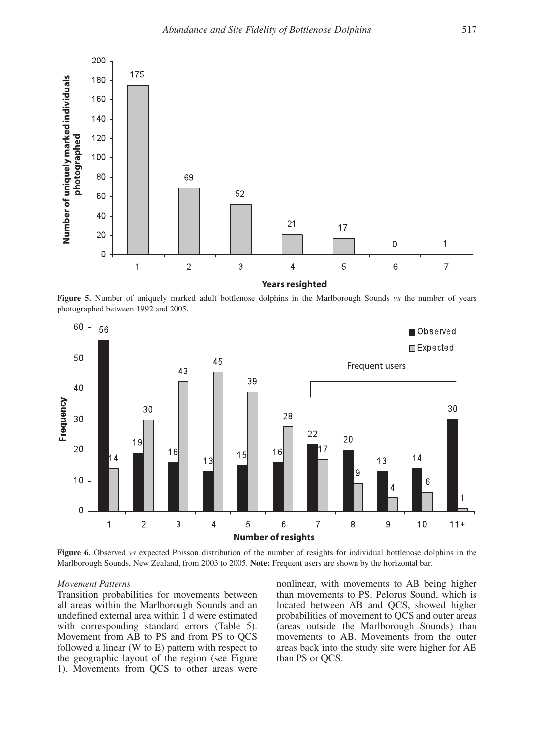**Figure 5.** Number of uniquely marked adult bottlenose dolphins in the Marlborough Sounds *vs* the number of years photographed between 1992 and 2005.

**Figure 6.** Observed *vs* expected Poisson distribution of the number of resights for individual bottlenose dolphins in the Marlborough Sounds, New Zealand, from 2003 to 2005. **Note:** Frequent users are shown by the horizontal bar.

*Movement Patterns*

Transition probabilities for movements between all areas within the Marlborough Sounds and an undefined external area within 1 d were estimated with corresponding standard errors (Table 5). Movement from AB to PS and from PS to QCS followed a linear (W to E) pattern with respect to the geographic layout of the region (see Figure 1). Movements from QCS to other areas were nonlinear, with movements to AB being higher than movements to PS. Pelorus Sound, which is located between AB and QCS, showed higher probabilities of movement to QCS and outer areas (areas outside the Marlborough Sounds) than movements to AB. Movements from the outer areas back into the study site were higher for AB than PS or QCS.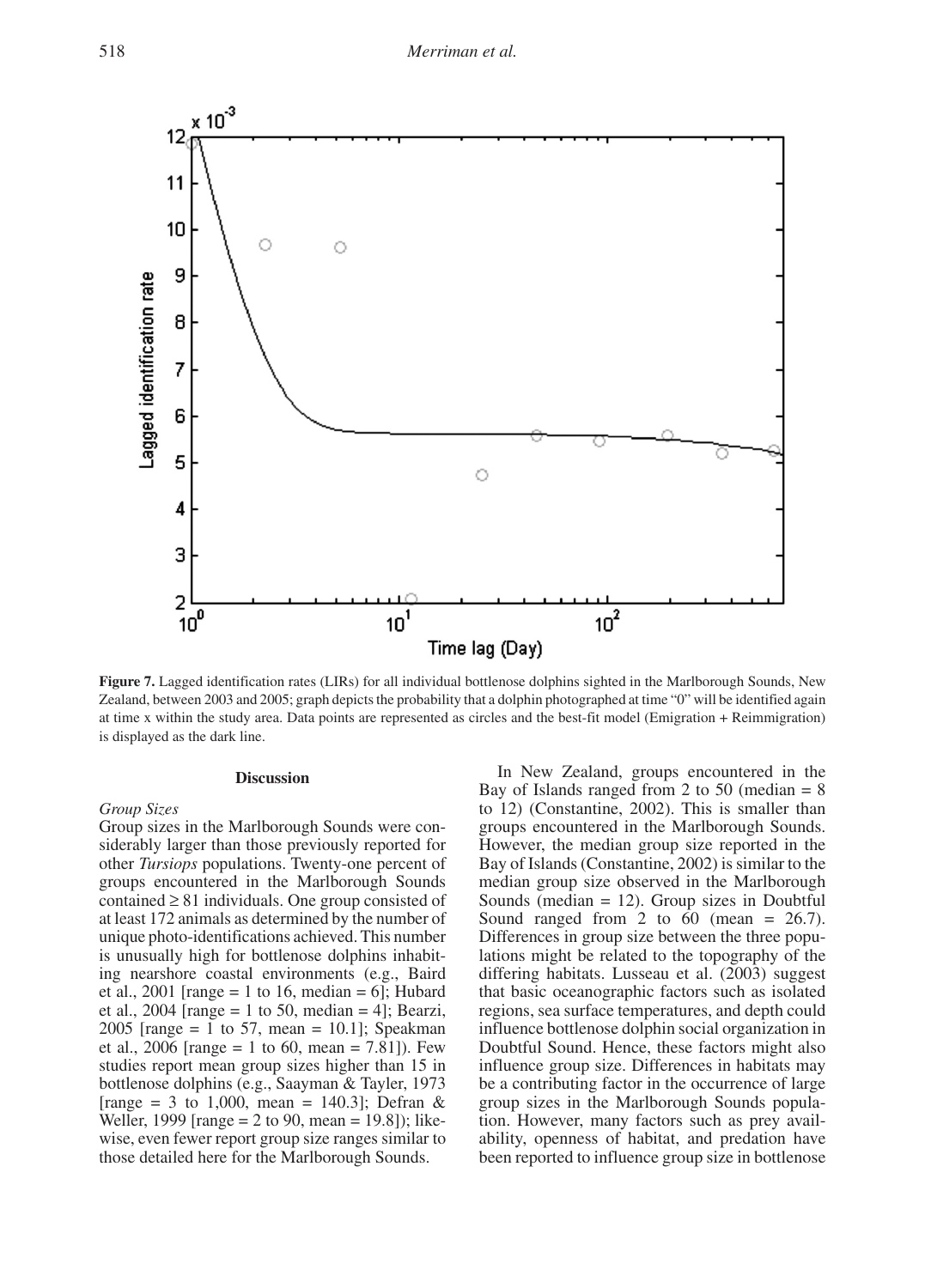**Figure 7.** Lagged identification rates (LIRs) for all individual bottlenose dolphins sighted in the Marlborough Sounds, New Zealand, between 2003 and 2005; graph depicts the probability that a dolphin photographed at time "0" will be identified again at time x within the study area. Data points are represented as circles and the best-fit model (Emigration + Reimmigration) is displayed as the dark line.

## Discussion

### *Group Sizes*

Group sizes in the Marlborough Sounds were considerably larger than those previously reported for other *Tursiops* populations. Twenty-one percent of groups encountered in the Marlborough Sounds contained ≥ 81 individuals. One group consisted of at least 172 animals as determined by the number of unique photo-identifications achieved. This number is unusually high for bottlenose dolphins inhabiting nearshore coastal environments (e.g., Baird et al., 2001 [range = 1 to 16, median = 6]; Hubard et al., 2004 [range = 1 to 50, median = 4]; Bearzi, 2005 [range = 1 to 57, mean = 10.1]; Speakman et al., 2006 [range = 1 to 60, mean = 7.81]). Few studies report mean group sizes higher than 15 in bottlenose dolphins (e.g., Saayman & Tayler, 1973 [range = 3 to 1,000, mean = 140.3]; Defran & Weller, 1999 [range = 2 to 90, mean = 19.8]); likewise, even fewer report group size ranges similar to those detailed here for the Marlborough Sounds.

In New Zealand, groups encountered in the Bay of Islands ranged from 2 to 50 (median = 8 to 12) (Constantine, 2002). This is smaller than groups encountered in the Marlborough Sounds. However, the median group size reported in the Bay of Islands (Constantine, 2002) is similar to the median group size observed in the Marlborough Sounds (median = 12). Group sizes in Doubtful Sound ranged from 2 to 60 (mean = 26.7). Differences in group size between the three populations might be related to the topography of the differing habitats. Lusseau et al. (2003) suggest that basic oceanographic factors such as isolated regions, sea surface temperatures, and depth could influence bottlenose dolphin social organization in Doubtful Sound. Hence, these factors might also influence group size. Differences in habitats may be a contributing factor in the occurrence of large group sizes in the Marlborough Sounds population. However, many factors such as prey availability, openness of habitat, and predation have been reported to influence group size in bottlenose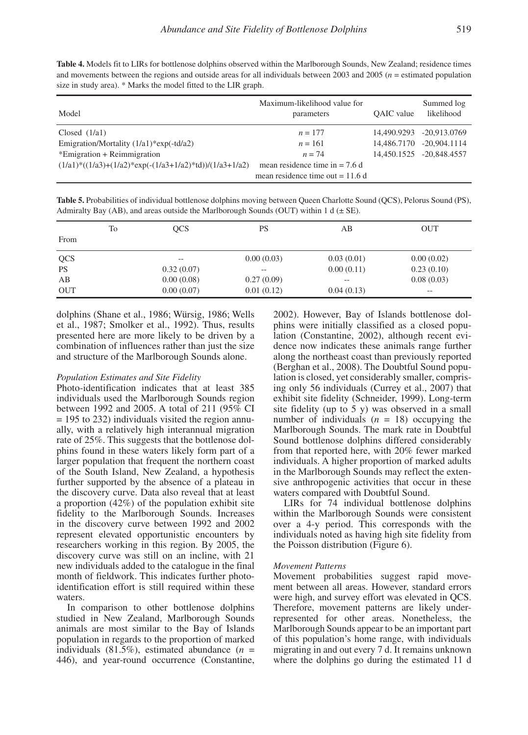**Table 4.** Models fit to LIRs for bottlenose dolphins observed within the Marlborough Sounds, New Zealand; residence times and movements between the regions and outside areas for all individuals between 2003 and 2005 ($n$ = estimated population size in study area). * Marks the model fitted to the LIR graph.

| Model | Maximum-likelihood value for parameters | QAIC value | Summed log likelihood |
|---|---|---|---|
| Closed (1/a1) | $n = 177$ | 14,490.9293 | -20,913.0769 |
| Emigration/Mortality (1/a1)*exp(-td/a2) | $n = 161$ | 14,486.7170 | -20,904.1114 |
| *Emigration + Reimmigration | $n = 74$ | 14,450.1525 | -20,848.4557 |
| (1/a1)*((1/a3)+(1/a2)*exp(-(1/a3+1/a2)*td))/(1/a3+1/a2) | mean residence time in = 7.6 d | | |
| | mean residence time out = 11.6 d | | |

**Table 5.** Probabilities of individual bottlenose dolphins moving between Queen Charlotte Sound (QCS), Pelorus Sound (PS), Admiralty Bay (AB), and areas outside the Marlborough Sounds (OUT) within 1 d (± SE).

| From \ To | QCS | PS | AB | OUT |
|---|---|---|---|---|
| QCS | -- | 0.00 (0.03) | 0.03 (0.01) | 0.00 (0.02) |
| PS | 0.32 (0.07) | -- | 0.00 (0.11) | 0.23 (0.10) |
| AB | 0.00 (0.08) | 0.27 (0.09) | -- | 0.08 (0.03) |
| OUT | 0.00 (0.07) | 0.01 (0.12) | 0.04 (0.13) | -- |

dolphins (Shane et al., 1986; Würsig, 1986; Wells et al., 1987; Smolker et al., 1992). Thus, results presented here are more likely to be driven by a combination of influences rather than just the size and structure of the Marlborough Sounds alone.

*Population Estimates and Site Fidelity*

Photo-identification indicates that at least 385 individuals used the Marlborough Sounds region between 1992 and 2005. A total of 211 (95% CI = 195 to 232) individuals visited the region annually, with a relatively high interannual migration rate of 25%. This suggests that the bottlenose dolphins found in these waters likely form part of a larger population that frequent the northern coast of the South Island, New Zealand, a hypothesis further supported by the absence of a plateau in the discovery curve. Data also reveal that at least a proportion (42%) of the population exhibit site fidelity to the Marlborough Sounds. Increases in the discovery curve between 1992 and 2002 represent elevated opportunistic encounters by researchers working in this region. By 2005, the discovery curve was still on an incline, with 21 new individuals added to the catalogue in the final month of fieldwork. This indicates further photo-identification effort is still required within these waters.

In comparison to other bottlenose dolphins studied in New Zealand, Marlborough Sounds animals are most similar to the Bay of Islands population in regards to the proportion of marked individuals (81.5%), estimated abundance ($n$ = 446), and year-round occurrence (Constantine, 2002). However, Bay of Islands bottlenose dolphins were initially classified as a closed population (Constantine, 2002), although recent evidence now indicates these animals range further along the northeast coast than previously reported (Berghan et al., 2008). The Doubtful Sound population is closed, yet considerably smaller, comprising only 56 individuals (Currey et al., 2007) that exhibit site fidelity (Schneider, 1999). Long-term site fidelity (up to 5 y) was observed in a small number of individuals ($n$ = 18) occupying the Marlborough Sounds. The mark rate in Doubtful Sound bottlenose dolphins differed considerably from that reported here, with 20% fewer marked individuals. A higher proportion of marked adults in the Marlborough Sounds may reflect the extensive anthropogenic activities that occur in these waters compared with Doubtful Sound.

LIRs for 74 individual bottlenose dolphins within the Marlborough Sounds were consistent over a 4-y period. This corresponds with the individuals noted as having high site fidelity from the Poisson distribution (Figure 6).

*Movement Patterns*

Movement probabilities suggest rapid movement between all areas. However, standard errors were high, and survey effort was elevated in QCS. Therefore, movement patterns are likely underrepresented for other areas. Nonetheless, the Marlborough Sounds appear to be an important part of this population's home range, with individuals migrating in and out every 7 d. It remains unknown where the dolphins go during the estimated 11 d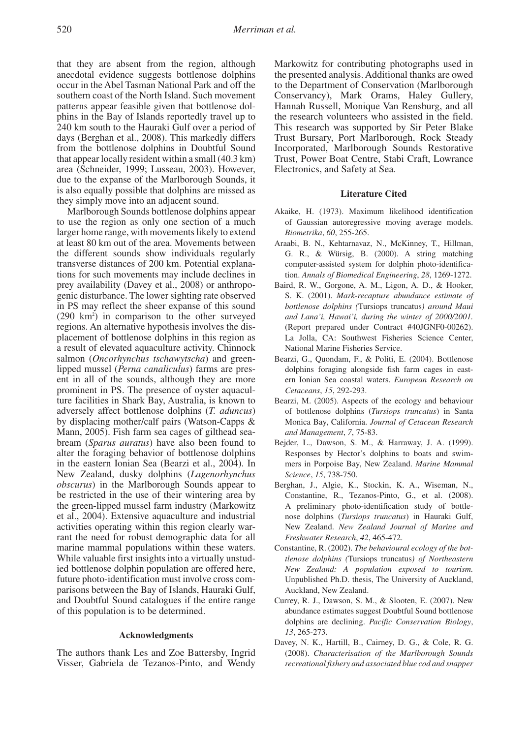that they are absent from the region, although anecdotal evidence suggests bottlenose dolphins occur in the Abel Tasman National Park and off the southern coast of the North Island. Such movement patterns appear feasible given that bottlenose dolphins in the Bay of Islands reportedly travel up to 240 km south to the Hauraki Gulf over a period of days (Berghan et al., 2008). This markedly differs from the bottlenose dolphins in Doubtful Sound that appear locally resident within a small (40.3 km) area (Schneider, 1999; Lusseau, 2003). However, due to the expanse of the Marlborough Sounds, it is also equally possible that dolphins are missed as they simply move into an adjacent sound.

Marlborough Sounds bottlenose dolphins appear to use the region as only one section of a much larger home range, with movements likely to extend at least 80 km out of the area. Movements between the different sounds show individuals regularly transverse distances of 200 km. Potential explanations for such movements may include declines in prey availability (Davey et al., 2008) or anthropogenic disturbance. The lower sighting rate observed in PS may reflect the sheer expanse of this sound (290 km$^2$) in comparison to the other surveyed regions. An alternative hypothesis involves the displacement of bottlenose dolphins in this region as a result of elevated aquaculture activity. Chinnock salmon (*Oncorhynchus tschawytscha*) and green-lipped mussel (*Perna canaliculus*) farms are present in all of the sounds, although they are more prominent in PS. The presence of oyster aquaculture facilities in Shark Bay, Australia, is known to adversely affect bottlenose dolphins (*T. aduncus*) by displacing mother/calf pairs (Watson-Capps & Mann, 2005). Fish farm sea cages of gilthead seabream (*Sparus auratus*) have also been found to alter the foraging behavior of bottlenose dolphins in the eastern Ionian Sea (Bearzi et al., 2004). In New Zealand, dusky dolphins (*Lagenorhynchus obscurus*) in the Marlborough Sounds appear to be restricted in the use of their wintering area by the green-lipped mussel farm industry (Markowitz et al., 2004). Extensive aquaculture and industrial activities operating within this region clearly warrant the need for robust demographic data for all marine mammal populations within these waters. While valuable first insights into a virtually unstudied bottlenose dolphin population are offered here, future photo-identification must involve cross comparisons between the Bay of Islands, Hauraki Gulf, and Doubtful Sound catalogues if the entire range of this population is to be determined.

## Acknowledgments

The authors thank Les and Zoe Battersby, Ingrid Visser, Gabriela de Tezanos-Pinto, and Wendy Markowitz for contributing photographs used in the presented analysis. Additional thanks are owed to the Department of Conservation (Marlborough Conservancy), Mark Orams, Haley Gullery, Hannah Russell, Monique Van Rensburg, and all the research volunteers who assisted in the field. This research was supported by Sir Peter Blake Trust Bursary, Port Marlborough, Rock Steady Incorporated, Marlborough Sounds Restorative Trust, Power Boat Centre, Stabi Craft, Lowrance Electronics, and Safety at Sea.

## Literature Cited

Akaike, H. (1973). Maximum likelihood identification of Gaussian autoregressive moving average models. *Biometrika*, *60*, 255-265.

Araabi, B. N., Kehtarnavaz, N., McKinney, T., Hillman, G. R., & Würsig, B. (2000). A string matching computer-assisted system for dolphin photo-identification. *Annals of Biomedical Engineering*, *28*, 1269-1272.

Baird, R. W., Gorgone, A. M., Ligon, A. D., & Hooker, S. K. (2001). *Mark-recapture abundance estimate of bottlenose dolphins (*Tursiops truncatus*) around Maui and Lana'i, Hawai'i, during the winter of 2000/2001.* (Report prepared under Contract #40JGNF0-00262). La Jolla, CA: Southwest Fisheries Science Center, National Marine Fisheries Service.

Bearzi, G., Quondam, F., & Politi, E. (2004). Bottlenose dolphins foraging alongside fish farm cages in eastern Ionian Sea coastal waters. *European Research on Cetaceans*, *15*, 292-293.

Bearzi, M. (2005). Aspects of the ecology and behaviour of bottlenose dolphins (*Tursiops truncatus*) in Santa Monica Bay, California. *Journal of Cetacean Research and Management*, *7*, 75-83.

Bejder, L., Dawson, S. M., & Harraway, J. A. (1999). Responses by Hector's dolphins to boats and swimmers in Porpoise Bay, New Zealand. *Marine Mammal Science*, *15*, 738-750.

Berghan, J., Algie, K., Stockin, K. A., Wiseman, N., Constantine, R., Tezanos-Pinto, G., et al. (2008). A preliminary photo-identification study of bottlenose dolphins (*Tursiops truncatus*) in Hauraki Gulf, New Zealand. *New Zealand Journal of Marine and Freshwater Research*, *42*, 465-472.

Constantine, R. (2002). *The behavioural ecology of the bottlenose dolphins (*Tursiops truncatus*) of Northeastern New Zealand: A population exposed to tourism.* Unpublished Ph.D. thesis, The University of Auckland, Auckland, New Zealand.

Currey, R. J., Dawson, S. M., & Slooten, E. (2007). New abundance estimates suggest Doubtful Sound bottlenose dolphins are declining. *Pacific Conservation Biology*, *13*, 265-273.

Davey, N. K., Hartill, B., Cairney, D. G., & Cole, R. G. (2008). *Characterisation of the Marlborough Sounds recreational fishery and associated blue cod and snapper*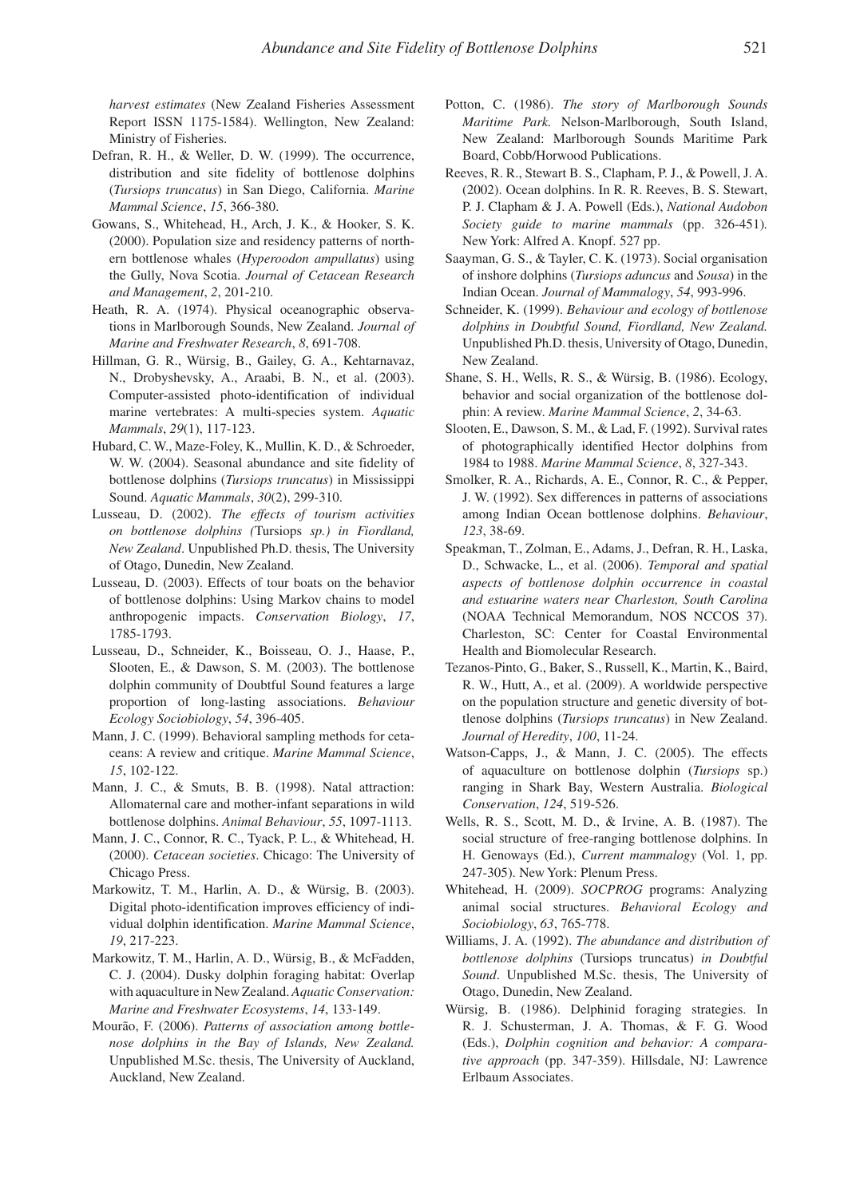*harvest estimates* (New Zealand Fisheries Assessment Report ISSN 1175-1584). Wellington, New Zealand: Ministry of Fisheries.

Defran, R. H., & Weller, D. W. (1999). The occurrence, distribution and site fidelity of bottlenose dolphins (*Tursiops truncatus*) in San Diego, California. *Marine Mammal Science*, *15*, 366-380.

Gowans, S., Whitehead, H., Arch, J. K., & Hooker, S. K. (2000). Population size and residency patterns of northern bottlenose whales (*Hyperoodon ampullatus*) using the Gully, Nova Scotia. *Journal of Cetacean Research and Management*, *2*, 201-210.

Heath, R. A. (1974). Physical oceanographic observations in Marlborough Sounds, New Zealand. *Journal of Marine and Freshwater Research*, *8*, 691-708.

Hillman, G. R., Würsig, B., Gailey, G. A., Kehtarnavaz, N., Drobyshevsky, A., Araabi, B. N., et al. (2003). Computer-assisted photo-identification of individual marine vertebrates: A multi-species system. *Aquatic Mammals*, *29*(1), 117-123.

Hubard, C. W., Maze-Foley, K., Mullin, K. D., & Schroeder, W. W. (2004). Seasonal abundance and site fidelity of bottlenose dolphins (*Tursiops truncatus*) in Mississippi Sound. *Aquatic Mammals*, *30*(2), 299-310.

Lusseau, D. (2002). *The effects of tourism activities on bottlenose dolphins (*Tursiops *sp.) in Fiordland, New Zealand*. Unpublished Ph.D. thesis, The University of Otago, Dunedin, New Zealand.

Lusseau, D. (2003). Effects of tour boats on the behavior of bottlenose dolphins: Using Markov chains to model anthropogenic impacts. *Conservation Biology*, *17*, 1785-1793.

Lusseau, D., Schneider, K., Boisseau, O. J., Haase, P., Slooten, E., & Dawson, S. M. (2003). The bottlenose dolphin community of Doubtful Sound features a large proportion of long-lasting associations. *Behaviour Ecology Sociobiology*, *54*, 396-405.

Mann, J. C. (1999). Behavioral sampling methods for cetaceans: A review and critique. *Marine Mammal Science*, *15*, 102-122.

Mann, J. C., & Smuts, B. B. (1998). Natal attraction: Allomaternal care and mother-infant separations in wild bottlenose dolphins. *Animal Behaviour*, *55*, 1097-1113.

Mann, J. C., Connor, R. C., Tyack, P. L., & Whitehead, H. (2000). *Cetacean societies*. Chicago: The University of Chicago Press.

Markowitz, T. M., Harlin, A. D., & Würsig, B. (2003). Digital photo-identification improves efficiency of individual dolphin identification. *Marine Mammal Science*, *19*, 217-223.

Markowitz, T. M., Harlin, A. D., Würsig, B., & McFadden, C. J. (2004). Dusky dolphin foraging habitat: Overlap with aquaculture in New Zealand. *Aquatic Conservation: Marine and Freshwater Ecosystems*, *14*, 133-149.

Mourão, F. (2006). *Patterns of association among bottlenose dolphins in the Bay of Islands, New Zealand.* Unpublished M.Sc. thesis, The University of Auckland, Auckland, New Zealand.

Potton, C. (1986). *The story of Marlborough Sounds Maritime Park*. Nelson-Marlborough, South Island, New Zealand: Marlborough Sounds Maritime Park Board, Cobb/Horwood Publications.

Reeves, R. R., Stewart B. S., Clapham, P. J., & Powell, J. A. (2002). Ocean dolphins. In R. R. Reeves, B. S. Stewart, P. J. Clapham & J. A. Powell (Eds.), *National Audobon Society guide to marine mammals* (pp. 326-451)*.* New York: Alfred A. Knopf. 527 pp.

Saayman, G. S., & Tayler, C. K. (1973). Social organisation of inshore dolphins (*Tursiops aduncus* and *Sousa*) in the Indian Ocean. *Journal of Mammalogy*, *54*, 993-996.

Schneider, K. (1999). *Behaviour and ecology of bottlenose dolphins in Doubtful Sound, Fiordland, New Zealand.* Unpublished Ph.D. thesis, University of Otago, Dunedin, New Zealand.

Shane, S. H., Wells, R. S., & Würsig, B. (1986). Ecology, behavior and social organization of the bottlenose dolphin: A review. *Marine Mammal Science*, *2*, 34-63.

Slooten, E., Dawson, S. M., & Lad, F. (1992). Survival rates of photographically identified Hector dolphins from 1984 to 1988. *Marine Mammal Science*, *8*, 327-343.

Smolker, R. A., Richards, A. E., Connor, R. C., & Pepper, J. W. (1992). Sex differences in patterns of associations among Indian Ocean bottlenose dolphins. *Behaviour*, *123*, 38-69.

Speakman, T., Zolman, E., Adams, J., Defran, R. H., Laska, D., Schwacke, L., et al. (2006). *Temporal and spatial aspects of bottlenose dolphin occurrence in coastal and estuarine waters near Charleston, South Carolina* (NOAA Technical Memorandum, NOS NCCOS 37). Charleston, SC: Center for Coastal Environmental Health and Biomolecular Research.

Tezanos-Pinto, G., Baker, S., Russell, K., Martin, K., Baird, R. W., Hutt, A., et al. (2009). A worldwide perspective on the population structure and genetic diversity of bottlenose dolphins (*Tursiops truncatus*) in New Zealand. *Journal of Heredity*, *100*, 11-24.

Watson-Capps, J., & Mann, J. C. (2005). The effects of aquaculture on bottlenose dolphin (*Tursiops* sp.) ranging in Shark Bay, Western Australia. *Biological Conservation*, *124*, 519-526.

Wells, R. S., Scott, M. D., & Irvine, A. B. (1987). The social structure of free-ranging bottlenose dolphins. In H. Genoways (Ed.), *Current mammalogy* (Vol. 1, pp. 247-305). New York: Plenum Press.

Whitehead, H. (2009). *SOCPROG* programs: Analyzing animal social structures. *Behavioral Ecology and Sociobiology*, *63*, 765-778.

Williams, J. A. (1992). *The abundance and distribution of bottlenose dolphins* (Tursiops truncatus) *in Doubtful Sound*. Unpublished M.Sc. thesis, The University of Otago, Dunedin, New Zealand.

Würsig, B. (1986). Delphinid foraging strategies. In R. J. Schusterman, J. A. Thomas, & F. G. Wood (Eds.), *Dolphin cognition and behavior: A comparative approach* (pp. 347-359). Hillsdale, NJ: Lawrence Erlbaum Associates.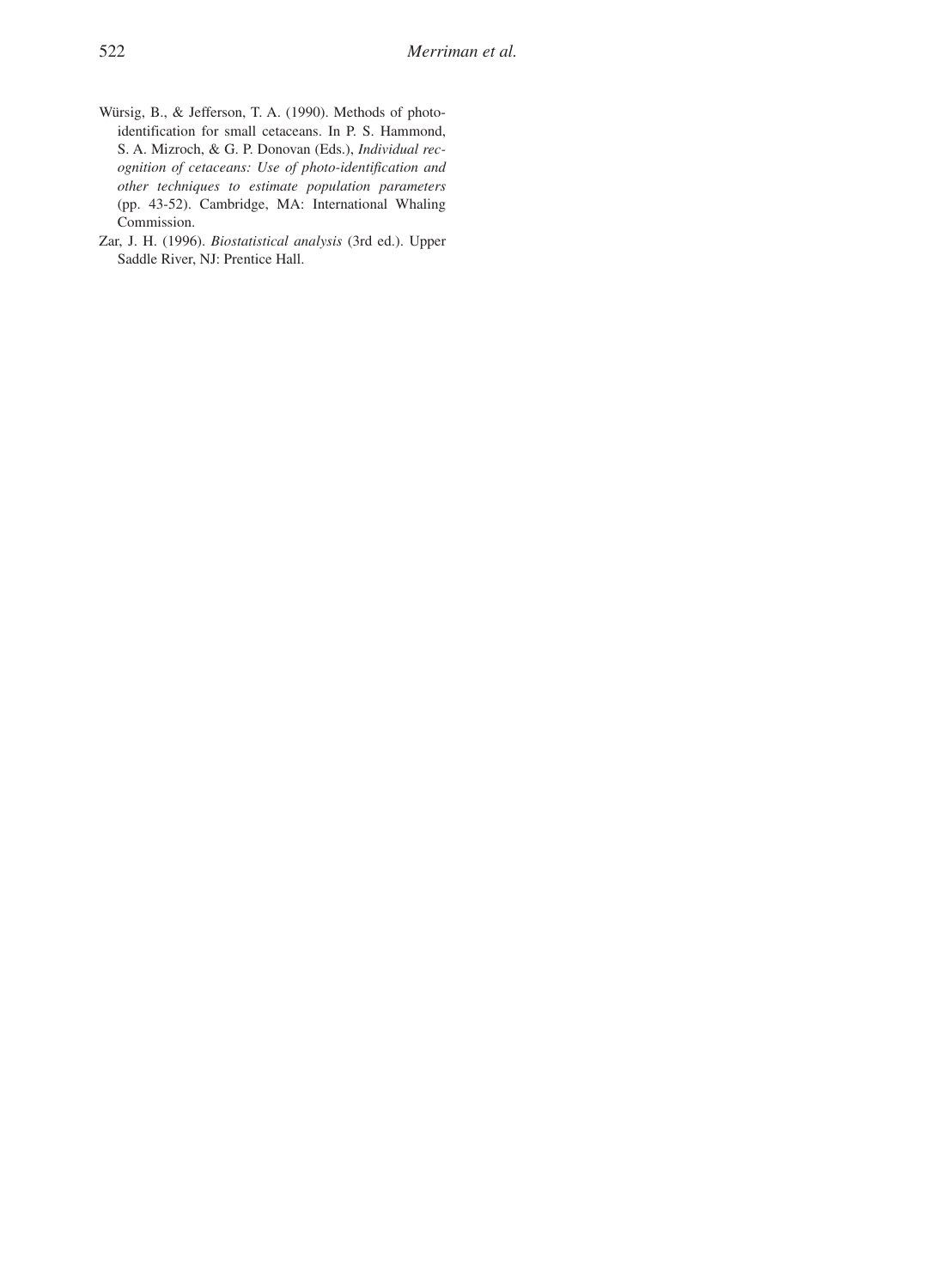Würsig, B., & Jefferson, T. A. (1990). Methods of photo-identification for small cetaceans. In P. S. Hammond, S. A. Mizroch, & G. P. Donovan (Eds.), *Individual recognition of cetaceans: Use of photo-identification and other techniques to estimate population parameters* (pp. 43-52). Cambridge, MA: International Whaling Commission.

Zar, J. H. (1996). *Biostatistical analysis* (3rd ed.). Upper Saddle River, NJ: Prentice Hall.